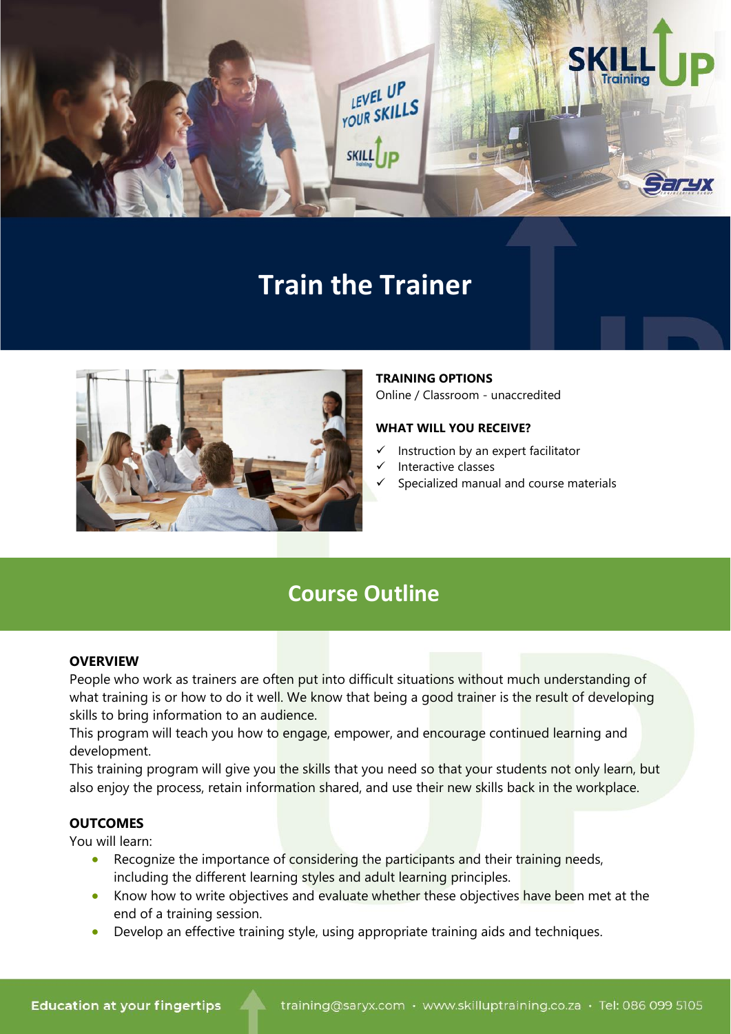# Train the Trainer

**TRAINING OPTIONS**
Online / Classroom - unaccredited

**WHAT WILL YOU RECEIVE?**

- ✓ Instruction by an expert facilitator
- ✓ Interactive classes
- ✓ Specialized manual and course materials

## Course Outline

**OVERVIEW**

People who work as trainers are often put into difficult situations without much understanding of what training is or how to do it well. We know that being a good trainer is the result of developing skills to bring information to an audience.

This program will teach you how to engage, empower, and encourage continued learning and development.

This training program will give you the skills that you need so that your students not only learn, but also enjoy the process, retain information shared, and use their new skills back in the workplace.

**OUTCOMES**

You will learn:

- Recognize the importance of considering the participants and their training needs, including the different learning styles and adult learning principles.
- Know how to write objectives and evaluate whether these objectives have been met at the end of a training session.
- Develop an effective training style, using appropriate training aids and techniques.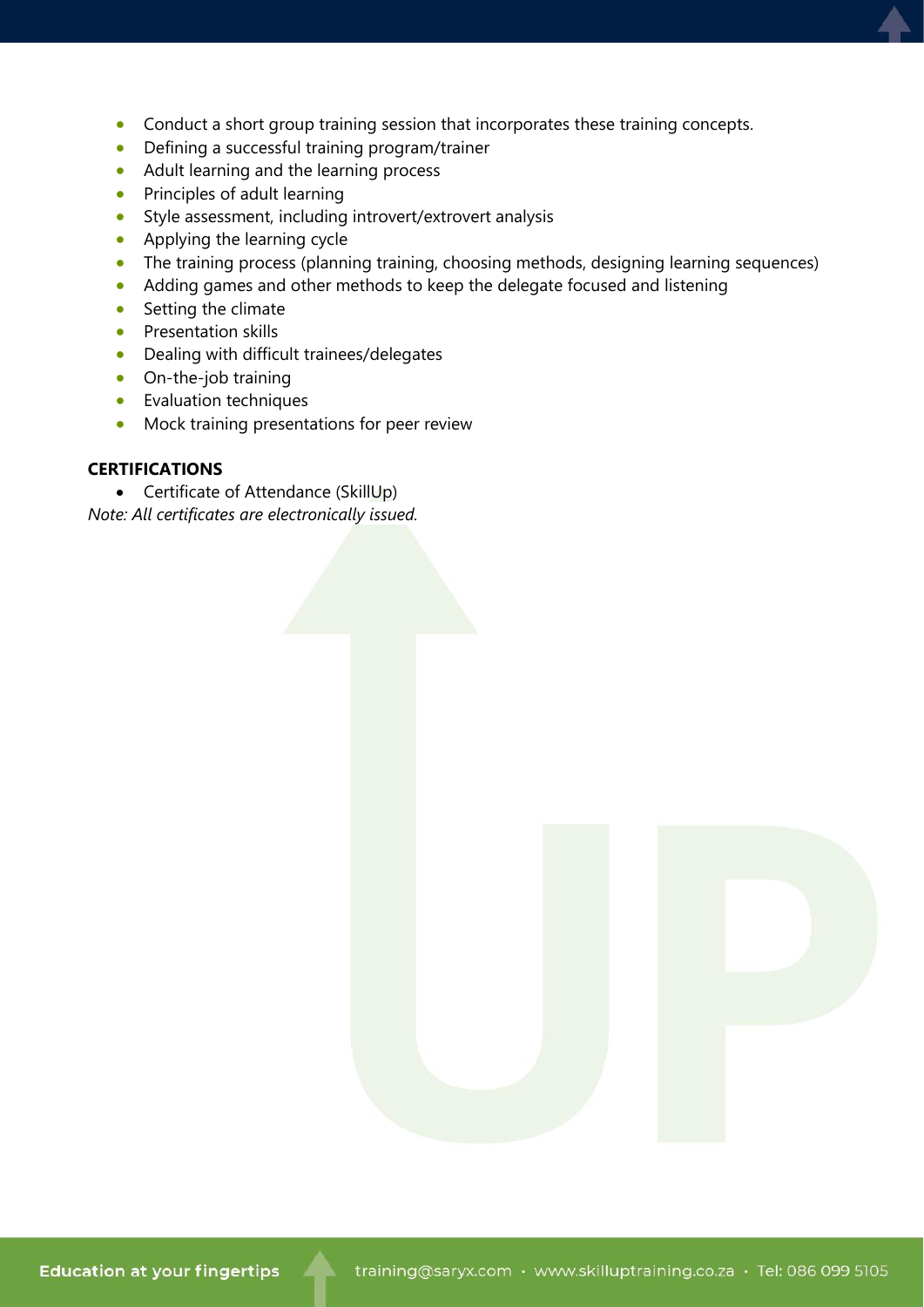- Conduct a short group training session that incorporates these training concepts.
- Defining a successful training program/trainer
- Adult learning and the learning process
- Principles of adult learning
- Style assessment, including introvert/extrovert analysis
- Applying the learning cycle
- The training process (planning training, choosing methods, designing learning sequences)
- Adding games and other methods to keep the delegate focused and listening
- Setting the climate
- Presentation skills
- Dealing with difficult trainees/delegates
- On-the-job training
- Evaluation techniques
- Mock training presentations for peer review

**CERTIFICATIONS**

- Certificate of Attendance (SkillUp)

*Note: All certificates are electronically issued.*